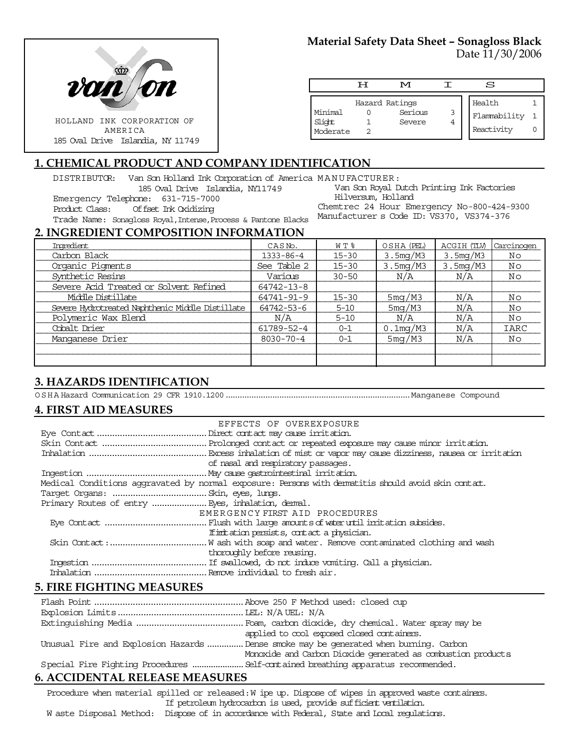HOLLAND INK CORPORATION OF AMERICA
185 Oval Drive Islandia, NY 11749

**Material Safety Data Sheet – Sonagloss Black**
Date 11/30/2006

| H | M | I | S |
|---|---|---|---|

| Hazard Ratings | | | |
|---|---|---|---|
| Minimal | 0 | Serious | 3 |
| Slight | 1 | Severe | 4 |
| Moderate | 2 | | |

| | |
|---|---|
| Health | 1 |
| Flammability | 1 |
| Reactivity | 0 |

## 1. CHEMICAL PRODUCT AND COMPANY IDENTIFICATION

DISTRIBUTOR: Van Son Holland Ink Corporation of America
185 Oval Drive Islandia, NY11749
Emergency Telephone: 631-715-7000
Product Class: Offset Ink Oxidizing
Trade Name: Sonagloss Royal, Intense, Process & Pantone Blacks

MANUFACTURER:
Van Son Royal Dutch Printing Ink Factories
Hilversum, Holland
Chemtrec 24 Hour Emergency No-800-424-9300
Manufacturer s Code ID: VS370, VS374-376

## 2. INGREDIENT COMPOSITION INFORMATION

| Ingredient | CAS No. | WT% | OSHA (PEL) | ACGIH (TLV) | Carcinogen |
|---|---|---|---|---|---|
| Carbon Black | 1333-86-4 | 15-30 | 3.5mg/M3 | 3.5mg/M3 | No |
| Organic Pigments | See Table 2 | 15-30 | 3.5mg/M3 | 3.5mg/M3 | No |
| Synthetic Resins | Various | 30-50 | N/A | N/A | No |
| Severe Acid Treated or Solvent Refined | 64742-13-8 | | | | |
| Middle Distillate | 64741-91-9 | 15-30 | 5mg/M3 | N/A | No |
| Severe Hydrotreated Naphthenic Middle Distillate | 64742-53-6 | 5-10 | 5mg/M3 | N/A | No |
| Polymeric Wax Blend | N/A | 5-10 | N/A | N/A | No |
| Cobalt Drier | 61789-52-4 | 0-1 | 0.1mg/M3 | N/A | IARC |
| Manganese Drier | 8030-70-4 | 0-1 | 5mg/M3 | N/A | No |

## 3. HAZARDS IDENTIFICATION

OSHA Hazard Communication 29 CFR 1910.1200 .......... Manganese Compound

## 4. FIRST AID MEASURES

EFFECTS OF OVEREXPOSURE

Eye Contact .......... Direct contact may cause irritation.
Skin Contact .......... Prolonged contact or repeated exposure may cause minor irritation.
Inhalation .......... Excess inhalation of mist or vapor may cause dizziness, nausea or irritation of nasal and respiratory passages.
Ingestion .......... May cause gastrointestinal irritation.
Medical Conditions aggravated by normal exposure: Persons with dermatitis should avoid skin contact.
Target Organs: .......... Skin, eyes, lungs.
Primary Routes of entry .......... Eyes, inhalation, dermal.

EMERGENCY FIRST AID PROCEDURES

Eye Contact .......... Flush with large amounts of water until irritation subsides. If irritation persists, contact a physician.
Skin Contact: .......... Wash with soap and water. Remove contaminated clothing and wash thoroughly before reusing.
Ingestion .......... If swallowed, do not induce vomiting. Call a physician.
Inhalation .......... Remove individual to fresh air.

## 5. FIRE FIGHTING MEASURES

Flash Point .......... Above 250 F Method used: closed cup
Explosion Limits .......... LEL: N/A UEL: N/A
Extinguishing Media .......... Foam, carbon dioxide, dry chemical. Water spray may be applied to cool exposed closed containers.
Unusual Fire and Explosion Hazards .......... Dense smoke may be generated when burning. Carbon Monoxide and Carbon Dioxide generated as combustion products
Special Fire Fighting Procedures .......... Self-contained breathing apparatus recommended.

## 6. ACCIDENTAL RELEASE MEASURES

Procedure when material spilled or released: Wipe up. Dispose of wipes in approved waste containers. If petroleum hydrocarbon is used, provide sufficient ventilation.

Waste Disposal Method: Dispose of in accordance with Federal, State and Local regulations.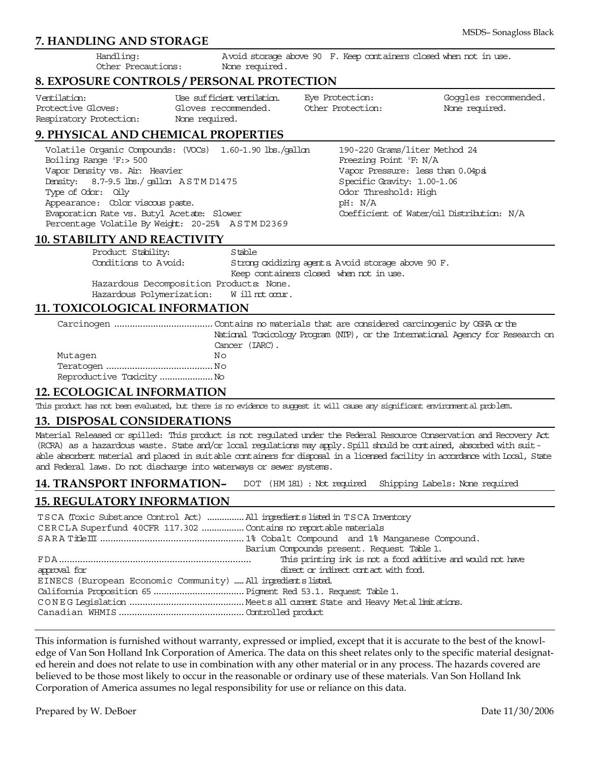## 7. HANDLING AND STORAGE

| | |
|---|---|
| Handling: | Avoid storage above 90 F. Keep containers closed when not in use. |
| Other Precautions: | None required. |

## 8. EXPOSURE CONTROLS / PERSONAL PROTECTION

| | | | |
|---|---|---|---|
| Ventilation: | Use sufficient ventilation. | Eye Protection: | Goggles recommended. |
| Protective Gloves: | Gloves recommended. | Other Protection: | None required. |
| Respiratory Protection: | None required. | | |

## 9. PHYSICAL AND CHEMICAL PROPERTIES

Volatile Organic Compounds: (VOCs) 1.60-1.90 lbs./gallon
190-220 Grams/liter Method 24
Boiling Range °F:> 500
Freezing Point °F: N/A
Vapor Density vs. Air: Heavier
Vapor Pressure: less than 0.04psi
Density: 8.7-9.5 lbs./ gallon ASTM D1475
Specific Gravity: 1.00-1.06
Type of Odor: Oily
Odor Threshold: High
Appearance: Color viscous paste.
pH: N/A
Evaporation Rate vs. Butyl Acetate: Slower
Coefficient of Water/oil Distribution: N/A
Percentage Volatile By Weight: 20-25% ASTM D2369

## 10. STABILITY AND REACTIVITY

| | |
|---|---|
| Product Stability: | Stable |
| Conditions to Avoid: | Strong oxidizing agents. Avoid storage above 90 F. Keep containers closed when not in use. |
| Hazardous Decomposition Products: | None. |
| Hazardous Polymerization: | Will not occur. |

## 11. TOXICOLOGICAL INFORMATION

| | |
|---|---|
| Carcinogen | Contains no materials that are considered carcinogenic by OSHA or the National Toxicology Program (NTP), or the International Agency for Research on Cancer (IARC). |
| Mutagen | No |
| Teratogen | No |
| Reproductive Toxicity | No |

## 12. ECOLOGICAL INFORMATION

This product has not been evaluated, but there is no evidence to suggest it will cause any significant environmental problem.

## 13. DISPOSAL CONSIDERATIONS

Material Released or spilled: This product is not regulated under the Federal Resource Conservation and Recovery Act (RCRA) as a hazardous waste. State and/or local regulations may apply. Spill should be contained, absorbed with suitable absorbent material and placed in suitable containers for disposal in a licensed facility in accordance with Local, State and Federal laws. Do not discharge into waterways or sewer systems.

## 14. TRANSPORT INFORMATION– DOT (HM 181) : Not required Shipping Labels: None required

## 15. REGULATORY INFORMATION

| | |
|---|---|
| TSCA (Toxic Substance Control Act) | All ingredients listed in TSCA Inventory |
| CERCLA Superfund 40CFR 117.302 | Contains no reportable materials |
| SARA Title III | 1% Cobalt Compound and 1% Manganese Compound. Barium Compounds present. Request Table 1. |
| FDA | This printing ink is not a food additive and would not have approval for direct or indirect contact with food. |
| EINECS (European Economic Community) | All ingredients listed. |
| California Proposition 65 | Pigment Red 53.1. Request Table 1. |
| CONEG Legislation | Meets all current State and Heavy Metal limitations. |
| Canadian WHMIS | Controlled product |

This information is furnished without warranty, expressed or implied, except that it is accurate to the best of the knowledge of Van Son Holland Ink Corporation of America. The data on this sheet relates only to the specific material designated herein and does not relate to use in combination with any other material or in any process. The hazards covered are believed to be those most likely to occur in the reasonable or ordinary use of these materials. Van Son Holland Ink Corporation of America assumes no legal responsibility for use or reliance on this data.

Prepared by W. DeBoer

Date 11/30/2006